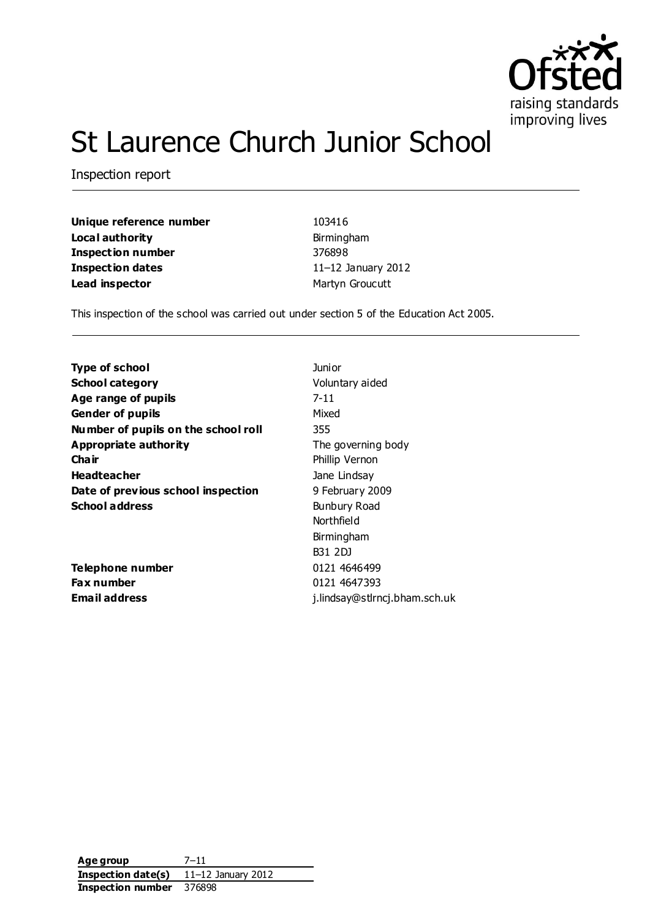# St Laurence Church Junior School

Inspection report

| | |
|---|---|
| **Unique reference number** | 103416 |
| **Local authority** | Birmingham |
| **Inspection number** | 376898 |
| **Inspection dates** | 11–12 January 2012 |
| **Lead inspector** | Martyn Groucutt |

This inspection of the school was carried out under section 5 of the Education Act 2005.

| | |
|---|---|
| **Type of school** | Junior |
| **School category** | Voluntary aided |
| **Age range of pupils** | 7-11 |
| **Gender of pupils** | Mixed |
| **Number of pupils on the school roll** | 355 |
| **Appropriate authority** | The governing body |
| **Chair** | Phillip Vernon |
| **Headteacher** | Jane Lindsay |
| **Date of previous school inspection** | 9 February 2009 |
| **School address** | Bunbury Road<br>Northfield<br>Birmingham<br>B31 2DJ |
| **Telephone number** | 0121 4646499 |
| **Fax number** | 0121 4647393 |
| **Email address** | j.lindsay@stlrncj.bham.sch.uk |

| | |
|---|---|
| **Age group** | 7–11 |
| **Inspection date(s)** | 11–12 January 2012 |
| **Inspection number** | 376898 |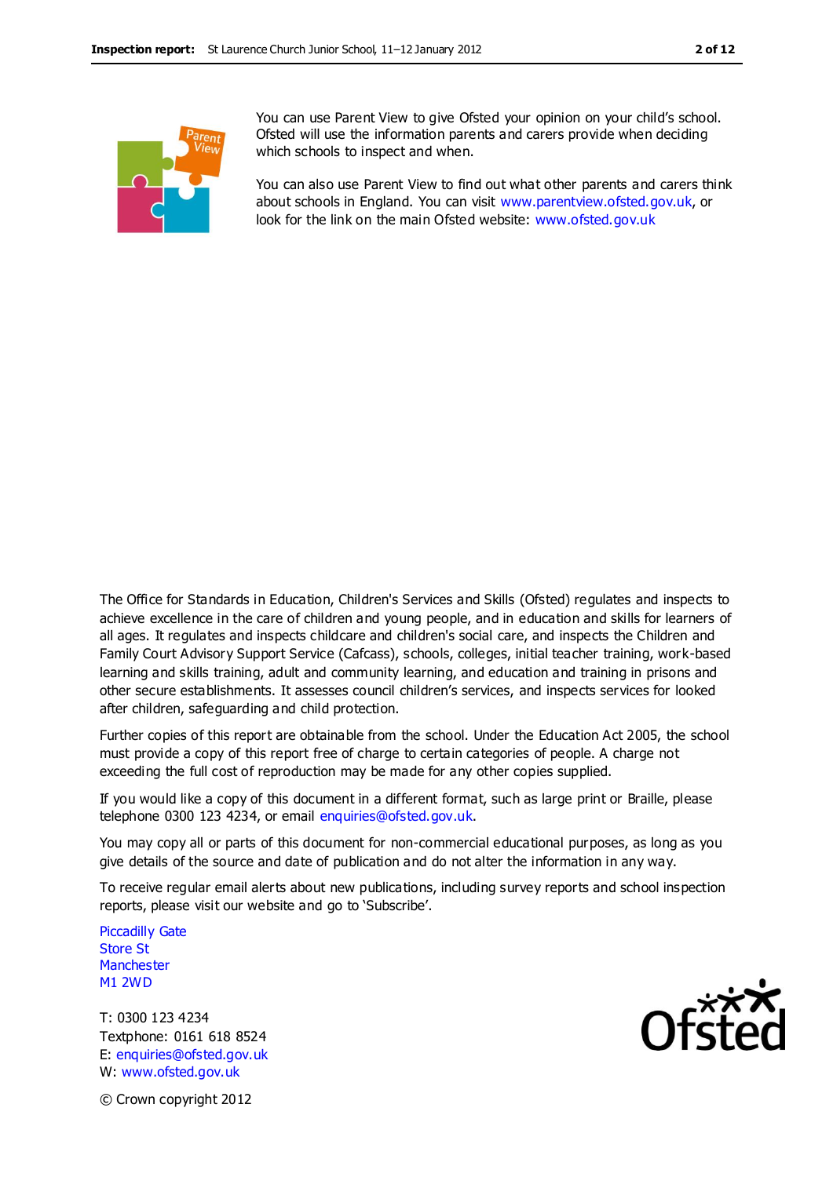You can use Parent View to give Ofsted your opinion on your child's school. Ofsted will use the information parents and carers provide when deciding which schools to inspect and when.

You can also use Parent View to find out what other parents and carers think about schools in England. You can visit www.parentview.ofsted.gov.uk, or look for the link on the main Ofsted website: www.ofsted.gov.uk

The Office for Standards in Education, Children's Services and Skills (Ofsted) regulates and inspects to achieve excellence in the care of children and young people, and in education and skills for learners of all ages. It regulates and inspects childcare and children's social care, and inspects the Children and Family Court Advisory Support Service (Cafcass), schools, colleges, initial teacher training, work-based learning and skills training, adult and community learning, and education and training in prisons and other secure establishments. It assesses council children's services, and inspects services for looked after children, safeguarding and child protection.

Further copies of this report are obtainable from the school. Under the Education Act 2005, the school must provide a copy of this report free of charge to certain categories of people. A charge not exceeding the full cost of reproduction may be made for any other copies supplied.

If you would like a copy of this document in a different format, such as large print or Braille, please telephone 0300 123 4234, or email enquiries@ofsted.gov.uk.

You may copy all or parts of this document for non-commercial educational purposes, as long as you give details of the source and date of publication and do not alter the information in any way.

To receive regular email alerts about new publications, including survey reports and school inspection reports, please visit our website and go to 'Subscribe'.

Piccadilly Gate
Store St
Manchester
M1 2WD

T: 0300 123 4234
Textphone: 0161 618 8524
E: enquiries@ofsted.gov.uk
W: www.ofsted.gov.uk

© Crown copyright 2012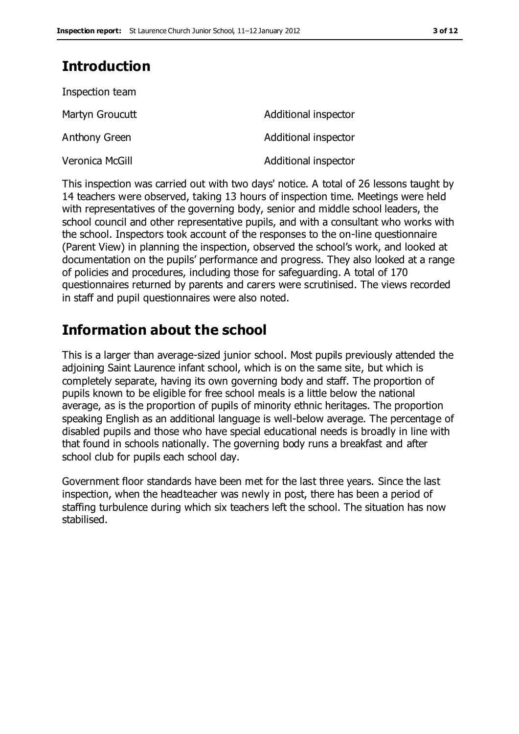## Introduction

Inspection team

| | |
|---|---|
| Martyn Groucutt | Additional inspector |
| Anthony Green | Additional inspector |
| Veronica McGill | Additional inspector |

This inspection was carried out with two days' notice. A total of 26 lessons taught by 14 teachers were observed, taking 13 hours of inspection time. Meetings were held with representatives of the governing body, senior and middle school leaders, the school council and other representative pupils, and with a consultant who works with the school. Inspectors took account of the responses to the on-line questionnaire (Parent View) in planning the inspection, observed the school's work, and looked at documentation on the pupils' performance and progress. They also looked at a range of policies and procedures, including those for safeguarding. A total of 170 questionnaires returned by parents and carers were scrutinised. The views recorded in staff and pupil questionnaires were also noted.

## Information about the school

This is a larger than average-sized junior school. Most pupils previously attended the adjoining Saint Laurence infant school, which is on the same site, but which is completely separate, having its own governing body and staff. The proportion of pupils known to be eligible for free school meals is a little below the national average, as is the proportion of pupils of minority ethnic heritages. The proportion speaking English as an additional language is well-below average. The percentage of disabled pupils and those who have special educational needs is broadly in line with that found in schools nationally. The governing body runs a breakfast and after school club for pupils each school day.

Government floor standards have been met for the last three years. Since the last inspection, when the headteacher was newly in post, there has been a period of staffing turbulence during which six teachers left the school. The situation has now stabilised.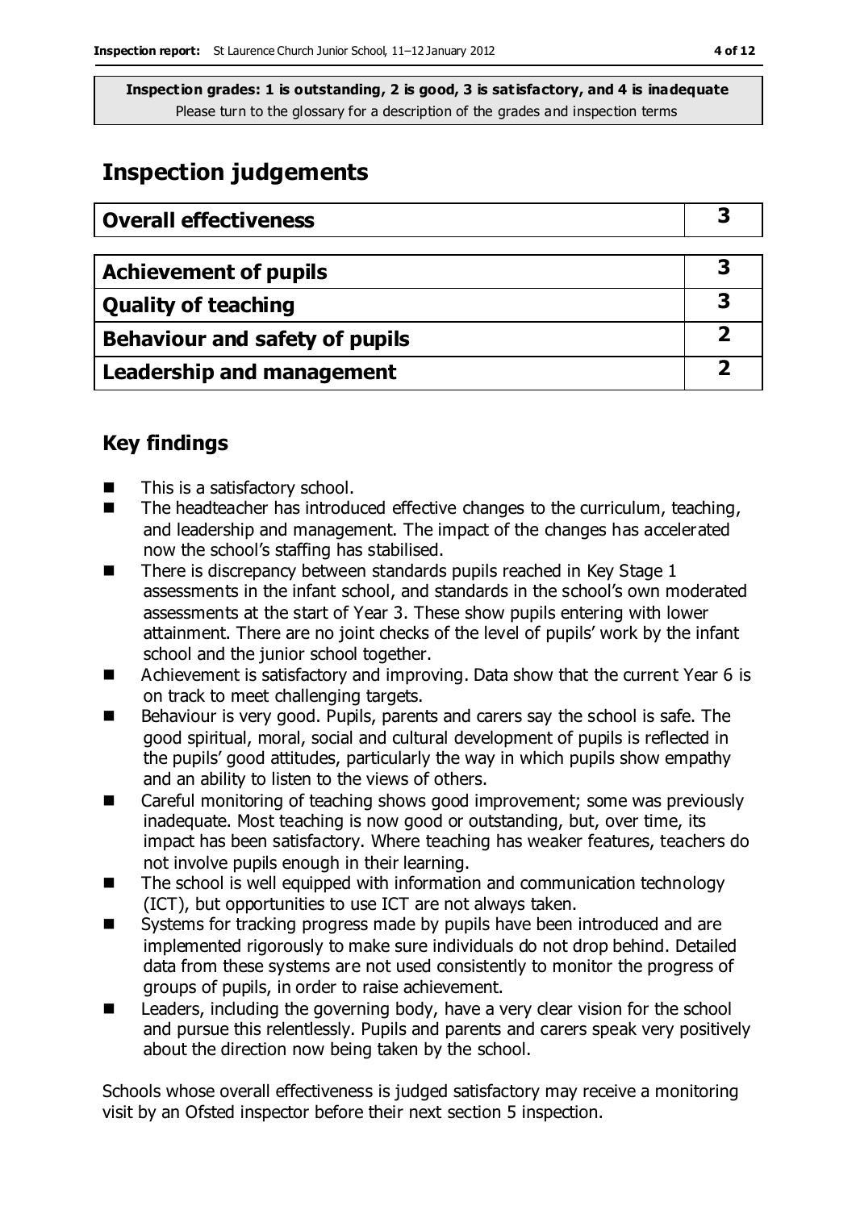**Inspection grades: 1 is outstanding, 2 is good, 3 is satisfactory, and 4 is inadequate**
Please turn to the glossary for a description of the grades and inspection terms

# Inspection judgements

| Overall effectiveness | 3 |
|---|---|

| Achievement of pupils | 3 |
|---|---|
| Quality of teaching | 3 |
| Behaviour and safety of pupils | 2 |
| Leadership and management | 2 |

## Key findings

- This is a satisfactory school.
- The headteacher has introduced effective changes to the curriculum, teaching, and leadership and management. The impact of the changes has accelerated now the school's staffing has stabilised.
- There is discrepancy between standards pupils reached in Key Stage 1 assessments in the infant school, and standards in the school's own moderated assessments at the start of Year 3. These show pupils entering with lower attainment. There are no joint checks of the level of pupils' work by the infant school and the junior school together.
- Achievement is satisfactory and improving. Data show that the current Year 6 is on track to meet challenging targets.
- Behaviour is very good. Pupils, parents and carers say the school is safe. The good spiritual, moral, social and cultural development of pupils is reflected in the pupils' good attitudes, particularly the way in which pupils show empathy and an ability to listen to the views of others.
- Careful monitoring of teaching shows good improvement; some was previously inadequate. Most teaching is now good or outstanding, but, over time, its impact has been satisfactory. Where teaching has weaker features, teachers do not involve pupils enough in their learning.
- The school is well equipped with information and communication technology (ICT), but opportunities to use ICT are not always taken.
- Systems for tracking progress made by pupils have been introduced and are implemented rigorously to make sure individuals do not drop behind. Detailed data from these systems are not used consistently to monitor the progress of groups of pupils, in order to raise achievement.
- Leaders, including the governing body, have a very clear vision for the school and pursue this relentlessly. Pupils and parents and carers speak very positively about the direction now being taken by the school.

Schools whose overall effectiveness is judged satisfactory may receive a monitoring visit by an Ofsted inspector before their next section 5 inspection.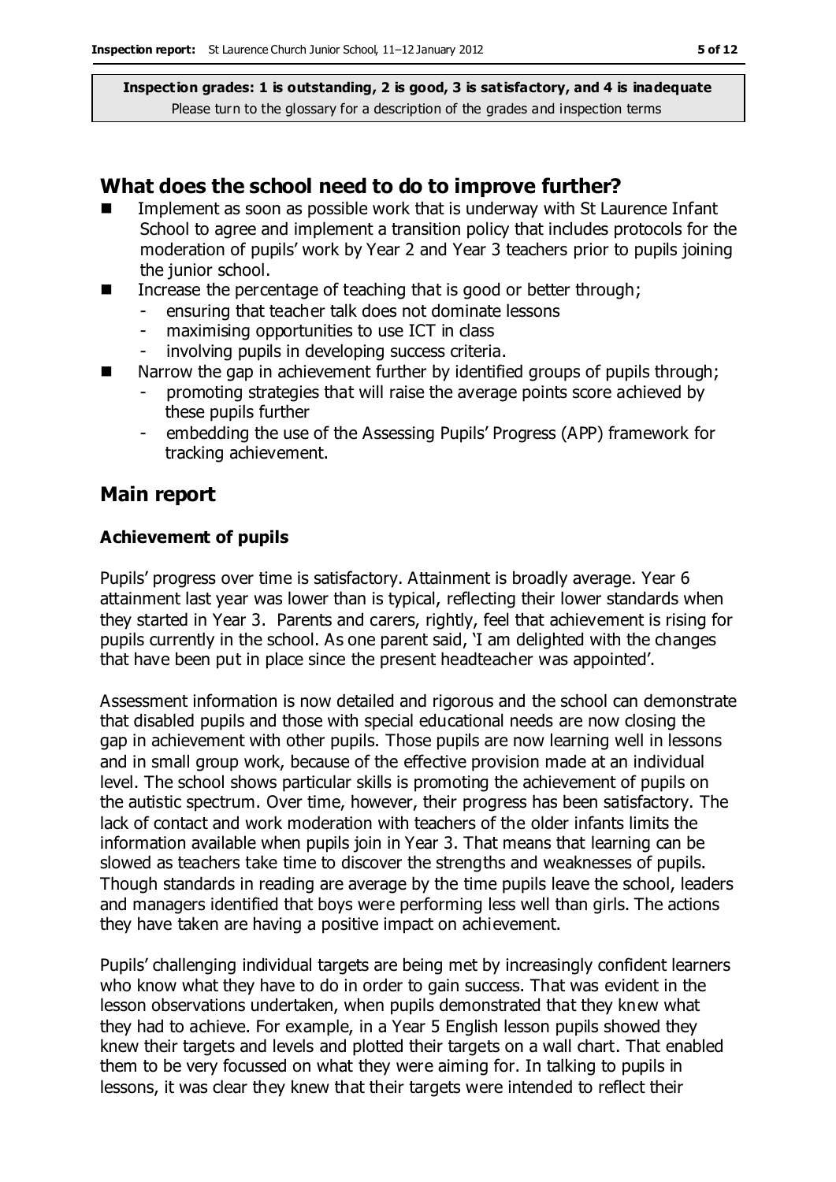**Inspection grades: 1 is outstanding, 2 is good, 3 is satisfactory, and 4 is inadequate**
Please turn to the glossary for a description of the grades and inspection terms

## What does the school need to do to improve further?

- Implement as soon as possible work that is underway with St Laurence Infant School to agree and implement a transition policy that includes protocols for the moderation of pupils' work by Year 2 and Year 3 teachers prior to pupils joining the junior school.
- Increase the percentage of teaching that is good or better through;
  - ensuring that teacher talk does not dominate lessons
  - maximising opportunities to use ICT in class
  - involving pupils in developing success criteria.
- Narrow the gap in achievement further by identified groups of pupils through;
  - promoting strategies that will raise the average points score achieved by these pupils further
  - embedding the use of the Assessing Pupils' Progress (APP) framework for tracking achievement.

## Main report

### Achievement of pupils

Pupils' progress over time is satisfactory. Attainment is broadly average. Year 6 attainment last year was lower than is typical, reflecting their lower standards when they started in Year 3. Parents and carers, rightly, feel that achievement is rising for pupils currently in the school. As one parent said, 'I am delighted with the changes that have been put in place since the present headteacher was appointed'.

Assessment information is now detailed and rigorous and the school can demonstrate that disabled pupils and those with special educational needs are now closing the gap in achievement with other pupils. Those pupils are now learning well in lessons and in small group work, because of the effective provision made at an individual level. The school shows particular skills is promoting the achievement of pupils on the autistic spectrum. Over time, however, their progress has been satisfactory. The lack of contact and work moderation with teachers of the older infants limits the information available when pupils join in Year 3. That means that learning can be slowed as teachers take time to discover the strengths and weaknesses of pupils. Though standards in reading are average by the time pupils leave the school, leaders and managers identified that boys were performing less well than girls. The actions they have taken are having a positive impact on achievement.

Pupils' challenging individual targets are being met by increasingly confident learners who know what they have to do in order to gain success. That was evident in the lesson observations undertaken, when pupils demonstrated that they knew what they had to achieve. For example, in a Year 5 English lesson pupils showed they knew their targets and levels and plotted their targets on a wall chart. That enabled them to be very focussed on what they were aiming for. In talking to pupils in lessons, it was clear they knew that their targets were intended to reflect their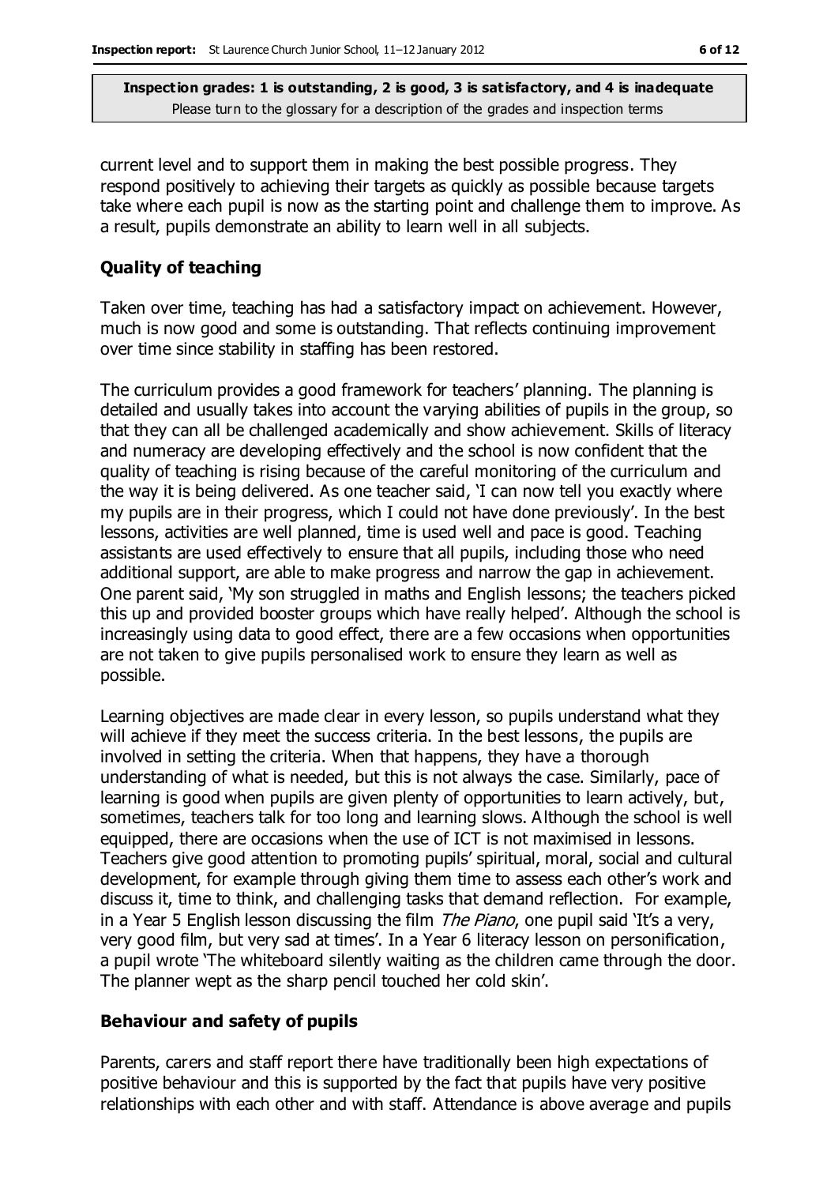current level and to support them in making the best possible progress. They respond positively to achieving their targets as quickly as possible because targets take where each pupil is now as the starting point and challenge them to improve. As a result, pupils demonstrate an ability to learn well in all subjects.

### Quality of teaching

Taken over time, teaching has had a satisfactory impact on achievement. However, much is now good and some is outstanding. That reflects continuing improvement over time since stability in staffing has been restored.

The curriculum provides a good framework for teachers' planning. The planning is detailed and usually takes into account the varying abilities of pupils in the group, so that they can all be challenged academically and show achievement. Skills of literacy and numeracy are developing effectively and the school is now confident that the quality of teaching is rising because of the careful monitoring of the curriculum and the way it is being delivered. As one teacher said, 'I can now tell you exactly where my pupils are in their progress, which I could not have done previously'. In the best lessons, activities are well planned, time is used well and pace is good. Teaching assistants are used effectively to ensure that all pupils, including those who need additional support, are able to make progress and narrow the gap in achievement. One parent said, 'My son struggled in maths and English lessons; the teachers picked this up and provided booster groups which have really helped'. Although the school is increasingly using data to good effect, there are a few occasions when opportunities are not taken to give pupils personalised work to ensure they learn as well as possible.

Learning objectives are made clear in every lesson, so pupils understand what they will achieve if they meet the success criteria. In the best lessons, the pupils are involved in setting the criteria. When that happens, they have a thorough understanding of what is needed, but this is not always the case. Similarly, pace of learning is good when pupils are given plenty of opportunities to learn actively, but, sometimes, teachers talk for too long and learning slows. Although the school is well equipped, there are occasions when the use of ICT is not maximised in lessons. Teachers give good attention to promoting pupils' spiritual, moral, social and cultural development, for example through giving them time to assess each other's work and discuss it, time to think, and challenging tasks that demand reflection. For example, in a Year 5 English lesson discussing the film *The Piano*, one pupil said 'It's a very, very good film, but very sad at times'. In a Year 6 literacy lesson on personification, a pupil wrote 'The whiteboard silently waiting as the children came through the door. The planner wept as the sharp pencil touched her cold skin'.

### Behaviour and safety of pupils

Parents, carers and staff report there have traditionally been high expectations of positive behaviour and this is supported by the fact that pupils have very positive relationships with each other and with staff. Attendance is above average and pupils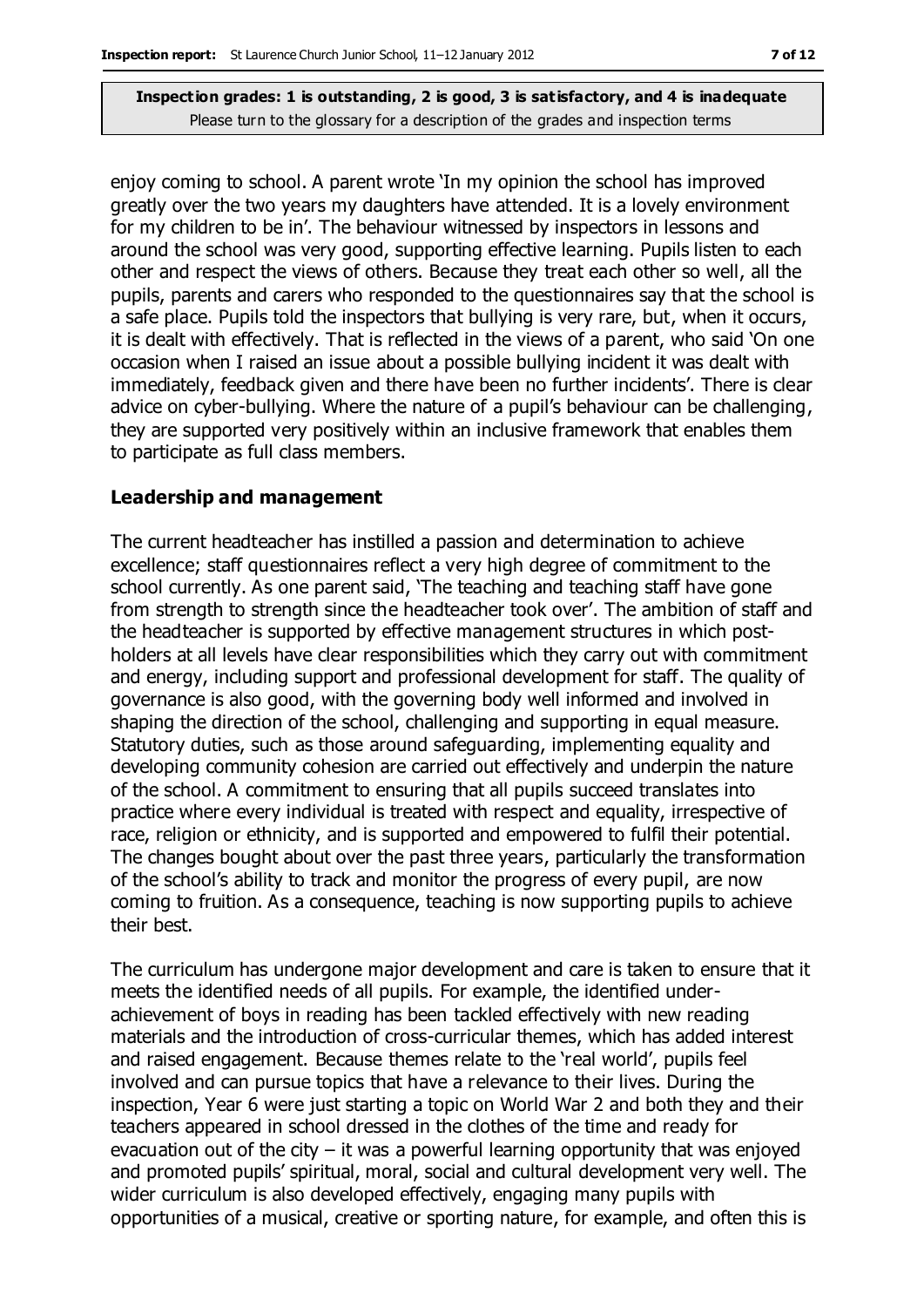enjoy coming to school. A parent wrote 'In my opinion the school has improved greatly over the two years my daughters have attended. It is a lovely environment for my children to be in'. The behaviour witnessed by inspectors in lessons and around the school was very good, supporting effective learning. Pupils listen to each other and respect the views of others. Because they treat each other so well, all the pupils, parents and carers who responded to the questionnaires say that the school is a safe place. Pupils told the inspectors that bullying is very rare, but, when it occurs, it is dealt with effectively. That is reflected in the views of a parent, who said 'On one occasion when I raised an issue about a possible bullying incident it was dealt with immediately, feedback given and there have been no further incidents'. There is clear advice on cyber-bullying. Where the nature of a pupil's behaviour can be challenging, they are supported very positively within an inclusive framework that enables them to participate as full class members.

### Leadership and management

The current headteacher has instilled a passion and determination to achieve excellence; staff questionnaires reflect a very high degree of commitment to the school currently. As one parent said, 'The teaching and teaching staff have gone from strength to strength since the headteacher took over'. The ambition of staff and the headteacher is supported by effective management structures in which post-holders at all levels have clear responsibilities which they carry out with commitment and energy, including support and professional development for staff. The quality of governance is also good, with the governing body well informed and involved in shaping the direction of the school, challenging and supporting in equal measure. Statutory duties, such as those around safeguarding, implementing equality and developing community cohesion are carried out effectively and underpin the nature of the school. A commitment to ensuring that all pupils succeed translates into practice where every individual is treated with respect and equality, irrespective of race, religion or ethnicity, and is supported and empowered to fulfil their potential. The changes bought about over the past three years, particularly the transformation of the school's ability to track and monitor the progress of every pupil, are now coming to fruition. As a consequence, teaching is now supporting pupils to achieve their best.

The curriculum has undergone major development and care is taken to ensure that it meets the identified needs of all pupils. For example, the identified under-achievement of boys in reading has been tackled effectively with new reading materials and the introduction of cross-curricular themes, which has added interest and raised engagement. Because themes relate to the 'real world', pupils feel involved and can pursue topics that have a relevance to their lives. During the inspection, Year 6 were just starting a topic on World War 2 and both they and their teachers appeared in school dressed in the clothes of the time and ready for evacuation out of the city – it was a powerful learning opportunity that was enjoyed and promoted pupils' spiritual, moral, social and cultural development very well. The wider curriculum is also developed effectively, engaging many pupils with opportunities of a musical, creative or sporting nature, for example, and often this is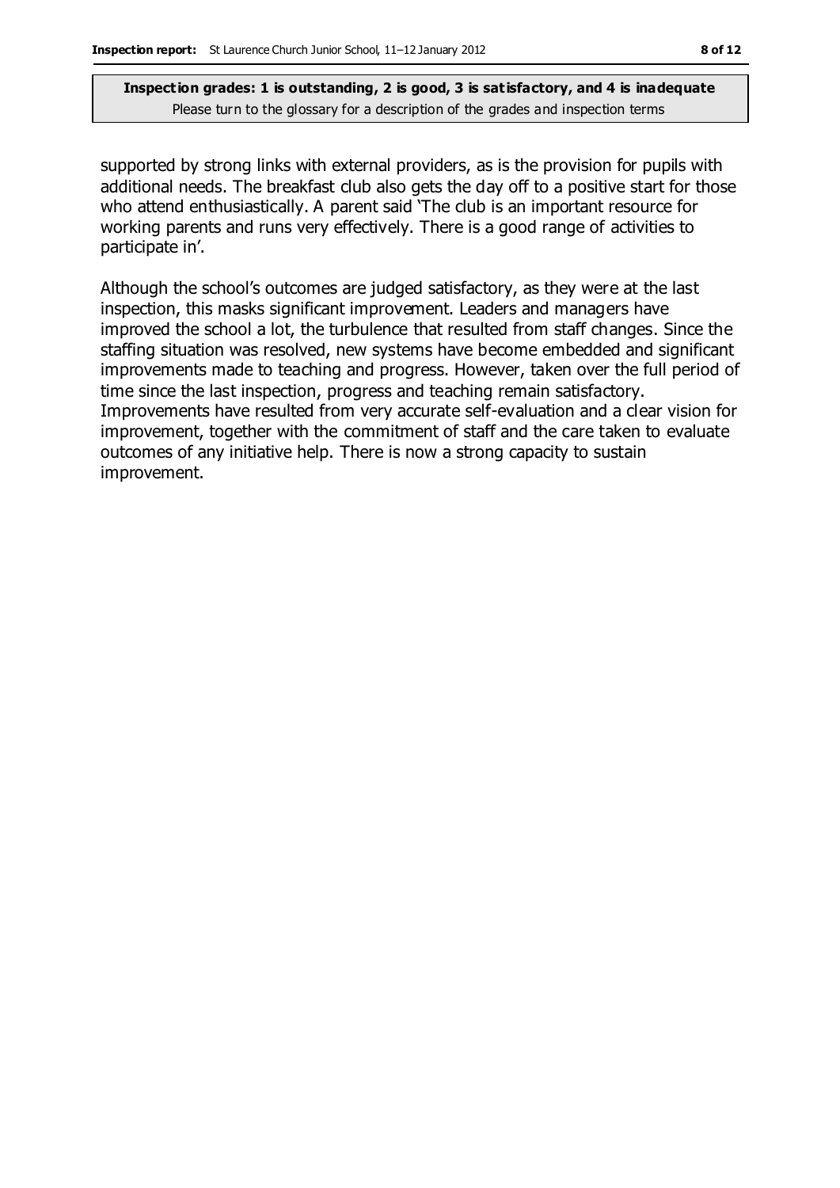supported by strong links with external providers, as is the provision for pupils with additional needs. The breakfast club also gets the day off to a positive start for those who attend enthusiastically. A parent said 'The club is an important resource for working parents and runs very effectively. There is a good range of activities to participate in'.

Although the school's outcomes are judged satisfactory, as they were at the last inspection, this masks significant improvement. Leaders and managers have improved the school a lot, the turbulence that resulted from staff changes. Since the staffing situation was resolved, new systems have become embedded and significant improvements made to teaching and progress. However, taken over the full period of time since the last inspection, progress and teaching remain satisfactory. Improvements have resulted from very accurate self-evaluation and a clear vision for improvement, together with the commitment of staff and the care taken to evaluate outcomes of any initiative help. There is now a strong capacity to sustain improvement.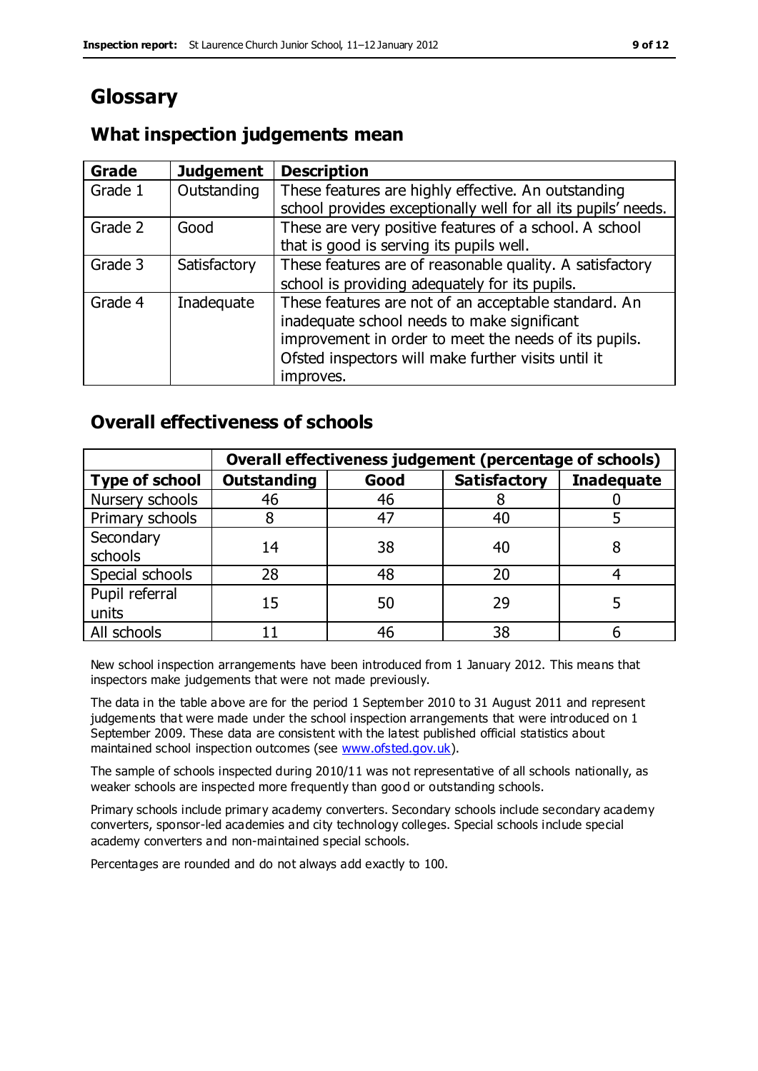# Glossary

## What inspection judgements mean

| Grade | Judgement | Description |
|---|---|---|
| Grade 1 | Outstanding | These features are highly effective. An outstanding school provides exceptionally well for all its pupils' needs. |
| Grade 2 | Good | These are very positive features of a school. A school that is good is serving its pupils well. |
| Grade 3 | Satisfactory | These features are of reasonable quality. A satisfactory school is providing adequately for its pupils. |
| Grade 4 | Inadequate | These features are not of an acceptable standard. An inadequate school needs to make significant improvement in order to meet the needs of its pupils. Ofsted inspectors will make further visits until it improves. |

## Overall effectiveness of schools

| | Overall effectiveness judgement (percentage of schools) | | | |
|---|---|---|---|---|
| **Type of school** | **Outstanding** | **Good** | **Satisfactory** | **Inadequate** |
| Nursery schools | 46 | 46 | 8 | 0 |
| Primary schools | 8 | 47 | 40 | 5 |
| Secondary schools | 14 | 38 | 40 | 8 |
| Special schools | 28 | 48 | 20 | 4 |
| Pupil referral units | 15 | 50 | 29 | 5 |
| All schools | 11 | 46 | 38 | 6 |

New school inspection arrangements have been introduced from 1 January 2012. This means that inspectors make judgements that were not made previously.

The data in the table above are for the period 1 September 2010 to 31 August 2011 and represent judgements that were made under the school inspection arrangements that were introduced on 1 September 2009. These data are consistent with the latest published official statistics about maintained school inspection outcomes (see www.ofsted.gov.uk).

The sample of schools inspected during 2010/11 was not representative of all schools nationally, as weaker schools are inspected more frequently than good or outstanding schools.

Primary schools include primary academy converters. Secondary schools include secondary academy converters, sponsor-led academies and city technology colleges. Special schools include special academy converters and non-maintained special schools.

Percentages are rounded and do not always add exactly to 100.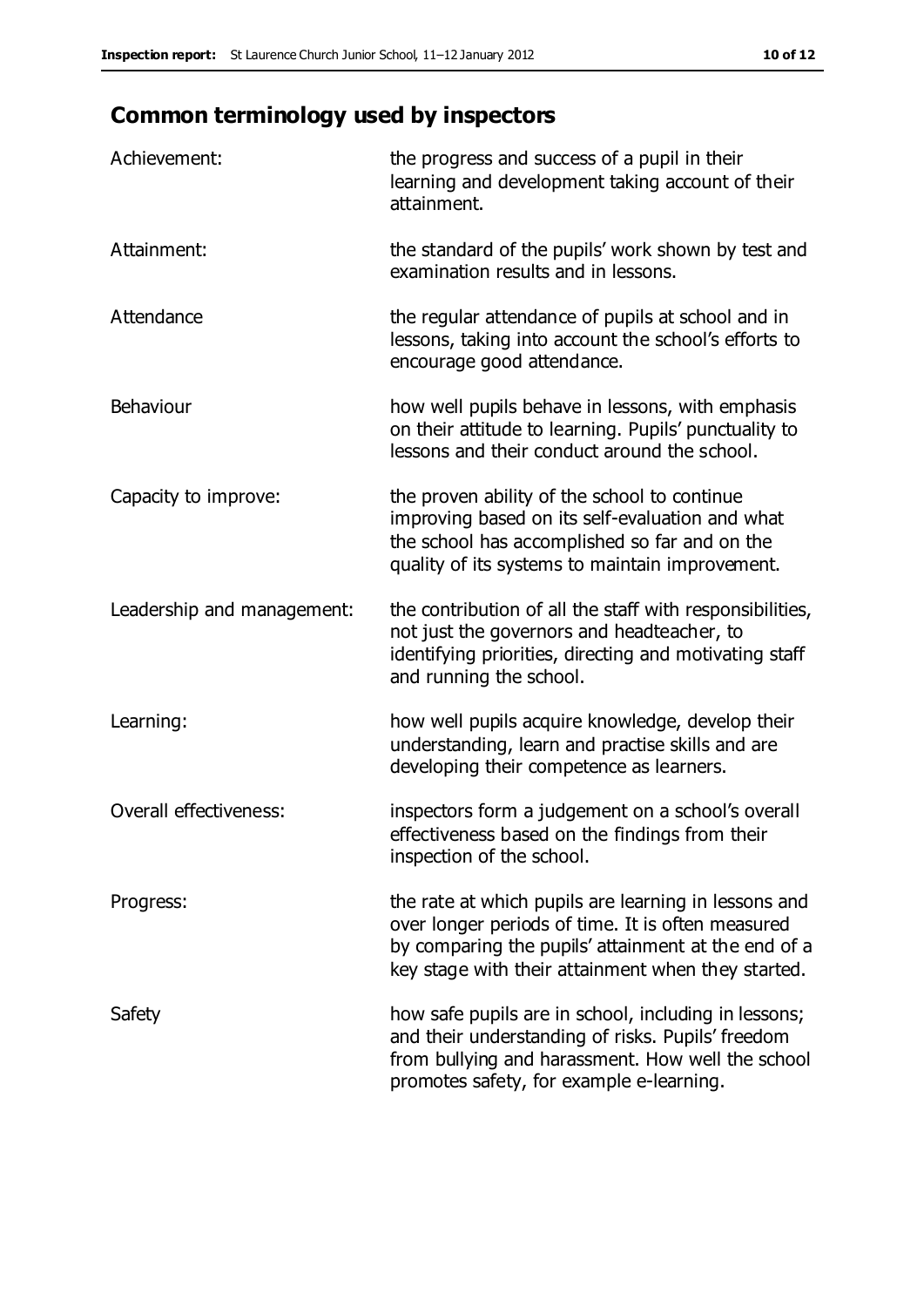## Common terminology used by inspectors

| | |
|---|---|
| Achievement: | the progress and success of a pupil in their learning and development taking account of their attainment. |
| Attainment: | the standard of the pupils' work shown by test and examination results and in lessons. |
| Attendance | the regular attendance of pupils at school and in lessons, taking into account the school's efforts to encourage good attendance. |
| Behaviour | how well pupils behave in lessons, with emphasis on their attitude to learning. Pupils' punctuality to lessons and their conduct around the school. |
| Capacity to improve: | the proven ability of the school to continue improving based on its self-evaluation and what the school has accomplished so far and on the quality of its systems to maintain improvement. |
| Leadership and management: | the contribution of all the staff with responsibilities, not just the governors and headteacher, to identifying priorities, directing and motivating staff and running the school. |
| Learning: | how well pupils acquire knowledge, develop their understanding, learn and practise skills and are developing their competence as learners. |
| Overall effectiveness: | inspectors form a judgement on a school's overall effectiveness based on the findings from their inspection of the school. |
| Progress: | the rate at which pupils are learning in lessons and over longer periods of time. It is often measured by comparing the pupils' attainment at the end of a key stage with their attainment when they started. |
| Safety | how safe pupils are in school, including in lessons; and their understanding of risks. Pupils' freedom from bullying and harassment. How well the school promotes safety, for example e-learning. |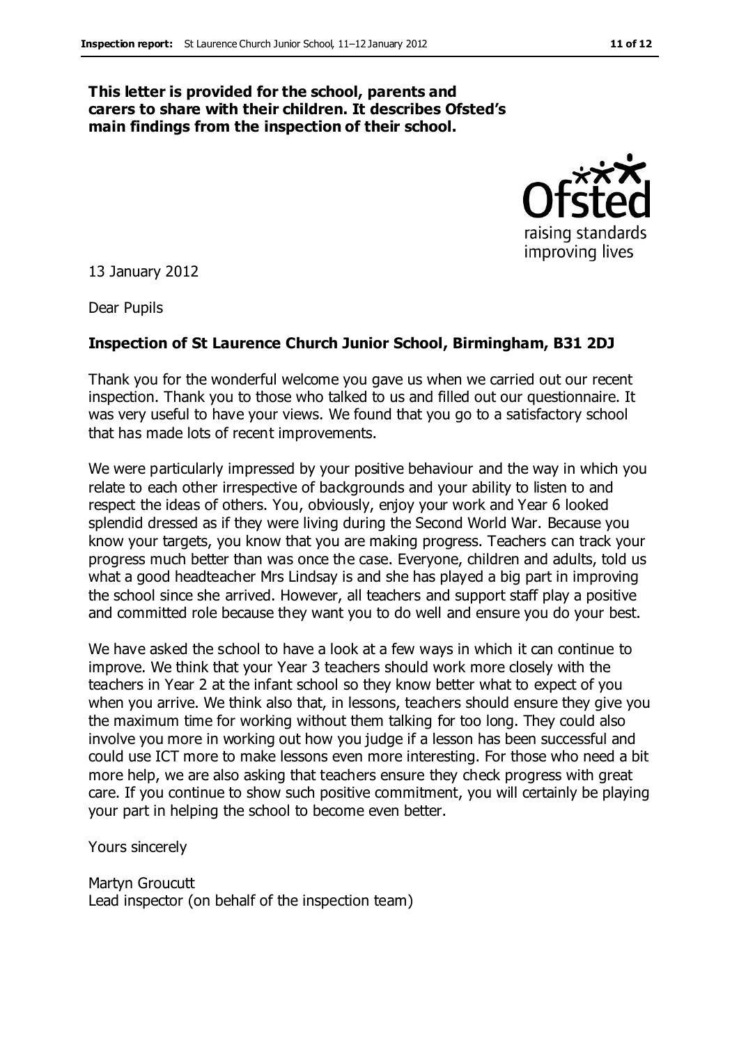**This letter is provided for the school, parents and carers to share with their children. It describes Ofsted's main findings from the inspection of their school.**

13 January 2012

Dear Pupils

**Inspection of St Laurence Church Junior School, Birmingham, B31 2DJ**

Thank you for the wonderful welcome you gave us when we carried out our recent inspection. Thank you to those who talked to us and filled out our questionnaire. It was very useful to have your views. We found that you go to a satisfactory school that has made lots of recent improvements.

We were particularly impressed by your positive behaviour and the way in which you relate to each other irrespective of backgrounds and your ability to listen to and respect the ideas of others. You, obviously, enjoy your work and Year 6 looked splendid dressed as if they were living during the Second World War. Because you know your targets, you know that you are making progress. Teachers can track your progress much better than was once the case. Everyone, children and adults, told us what a good headteacher Mrs Lindsay is and she has played a big part in improving the school since she arrived. However, all teachers and support staff play a positive and committed role because they want you to do well and ensure you do your best.

We have asked the school to have a look at a few ways in which it can continue to improve. We think that your Year 3 teachers should work more closely with the teachers in Year 2 at the infant school so they know better what to expect of you when you arrive. We think also that, in lessons, teachers should ensure they give you the maximum time for working without them talking for too long. They could also involve you more in working out how you judge if a lesson has been successful and could use ICT more to make lessons even more interesting. For those who need a bit more help, we are also asking that teachers ensure they check progress with great care. If you continue to show such positive commitment, you will certainly be playing your part in helping the school to become even better.

Yours sincerely

Martyn Groucutt
Lead inspector (on behalf of the inspection team)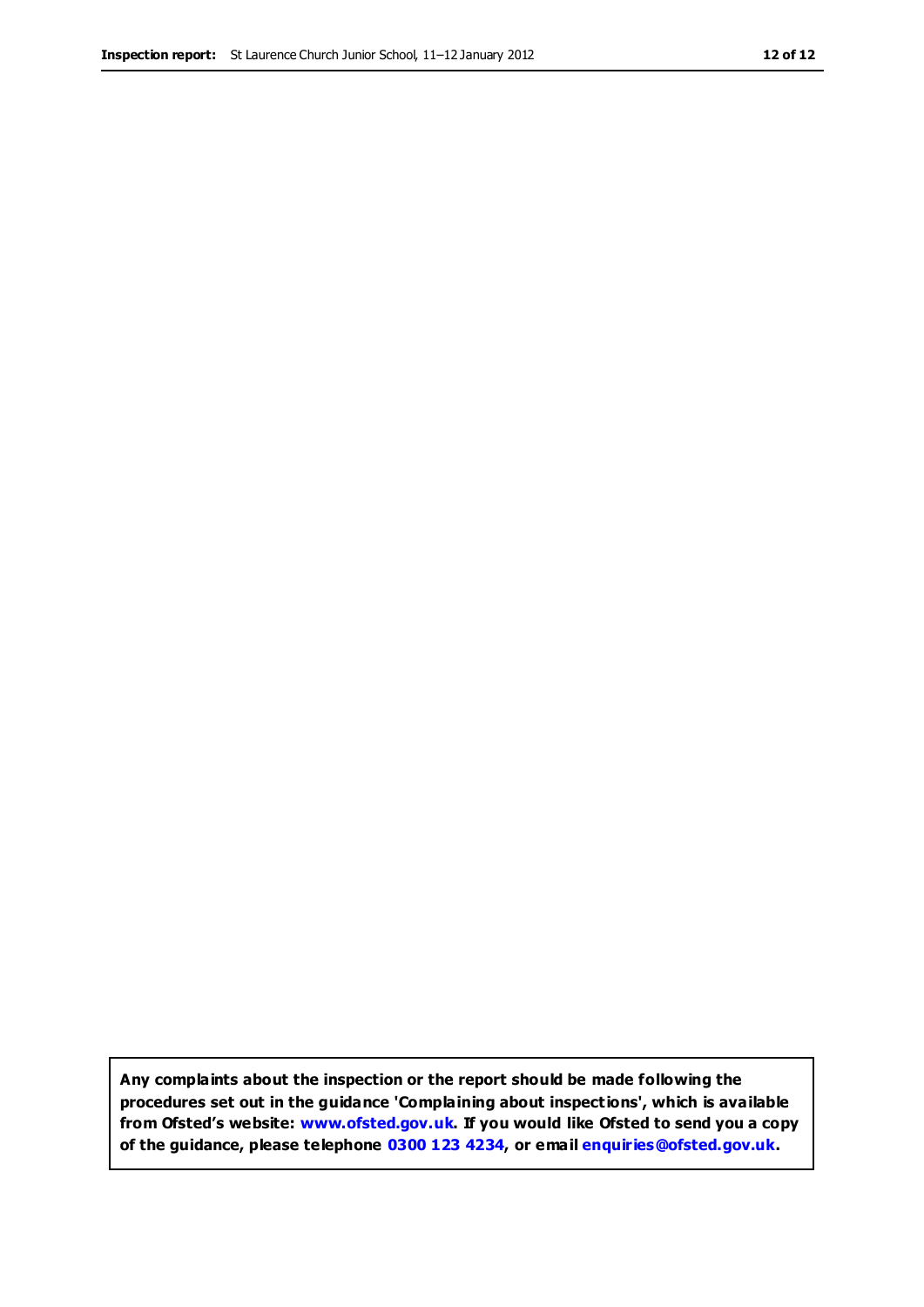**Any complaints about the inspection or the report should be made following the procedures set out in the guidance 'Complaining about inspections', which is available from Ofsted's website: www.ofsted.gov.uk. If you would like Ofsted to send you a copy of the guidance, please telephone 0300 123 4234, or email enquiries@ofsted.gov.uk.**